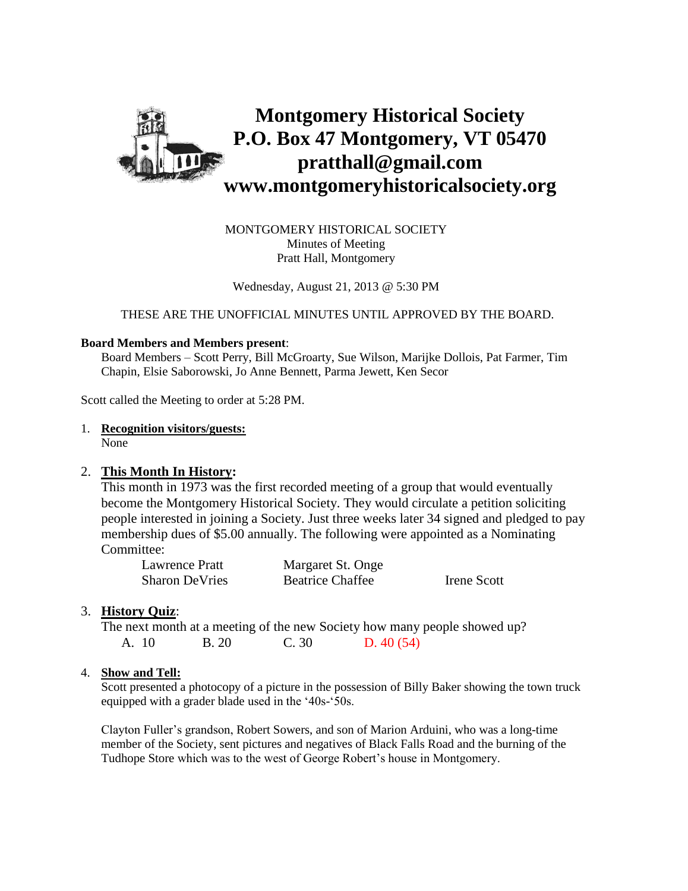# Montgomery Historical Society
# P.O. Box 47 Montgomery, VT 05470
# pratthall@gmail.com
# www.montgomeryhistoricalsociety.org

MONTGOMERY HISTORICAL SOCIETY
Minutes of Meeting
Pratt Hall, Montgomery

Wednesday, August 21, 2013 @ 5:30 PM

THESE ARE THE UNOFFICIAL MINUTES UNTIL APPROVED BY THE BOARD.

**Board Members and Members present**:

Board Members – Scott Perry, Bill McGroarty, Sue Wilson, Marijke Dollois, Pat Farmer, Tim Chapin, Elsie Saborowski, Jo Anne Bennett, Parma Jewett, Ken Secor

Scott called the Meeting to order at 5:28 PM.

1. **Recognition visitors/guests:**
   None

2. **This Month In History:**
   This month in 1973 was the first recorded meeting of a group that would eventually become the Montgomery Historical Society. They would circulate a petition soliciting people interested in joining a Society. Just three weeks later 34 signed and pledged to pay membership dues of $5.00 annually. The following were appointed as a Nominating Committee:

   | | | |
   |---|---|---|
   | Lawrence Pratt | Margaret St. Onge | |
   | Sharon DeVries | Beatrice Chaffee | Irene Scott |

3. **History Quiz**:
   The next month at a meeting of the new Society how many people showed up?
   A. 10 B. 20 C. 30 D. 40 (54)

4. **Show and Tell:**
   Scott presented a photocopy of a picture in the possession of Billy Baker showing the town truck equipped with a grader blade used in the '40s-'50s.

   Clayton Fuller's grandson, Robert Sowers, and son of Marion Arduini, who was a long-time member of the Society, sent pictures and negatives of Black Falls Road and the burning of the Tudhope Store which was to the west of George Robert's house in Montgomery.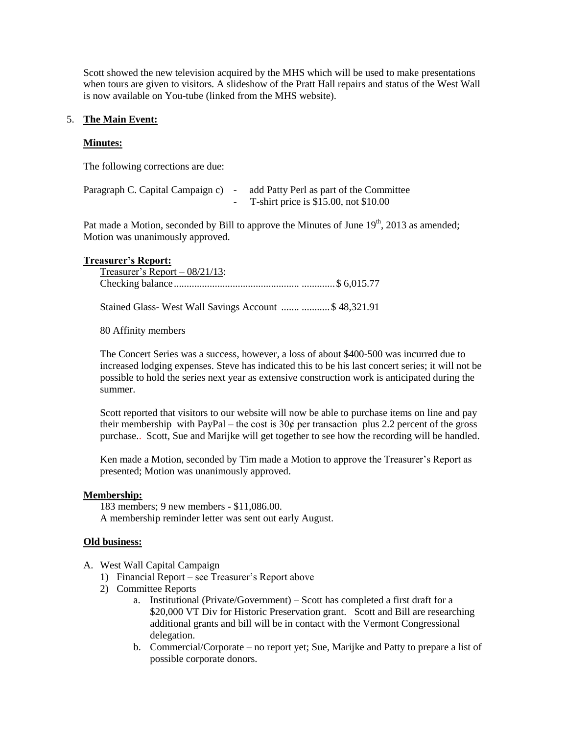Scott showed the new television acquired by the MHS which will be used to make presentations when tours are given to visitors. A slideshow of the Pratt Hall repairs and status of the West Wall is now available on You-tube (linked from the MHS website).

5. **The Main Event:**

**Minutes:**

The following corrections are due:

Paragraph C. Capital Campaign c) - add Patty Perl as part of the Committee
- T-shirt price is $15.00, not $10.00

Pat made a Motion, seconded by Bill to approve the Minutes of June 19th, 2013 as amended; Motion was unanimously approved.

**Treasurer's Report:**

Treasurer's Report – 08/21/13:
Checking balance................................................ .............$ 6,015.77

Stained Glass- West Wall Savings Account ....... ...........$ 48,321.91

80 Affinity members

The Concert Series was a success, however, a loss of about $400-500 was incurred due to increased lodging expenses. Steve has indicated this to be his last concert series; it will not be possible to hold the series next year as extensive construction work is anticipated during the summer.

Scott reported that visitors to our website will now be able to purchase items on line and pay their membership with PayPal – the cost is 30¢ per transaction plus 2.2 percent of the gross purchase.. Scott, Sue and Marijke will get together to see how the recording will be handled.

Ken made a Motion, seconded by Tim made a Motion to approve the Treasurer's Report as presented; Motion was unanimously approved.

**Membership:**

183 members; 9 new members - $11,086.00.
A membership reminder letter was sent out early August.

**Old business:**

A. West Wall Capital Campaign
   1) Financial Report – see Treasurer's Report above
   2) Committee Reports
      a. Institutional (Private/Government) – Scott has completed a first draft for a $20,000 VT Div for Historic Preservation grant. Scott and Bill are researching additional grants and bill will be in contact with the Vermont Congressional delegation.
      b. Commercial/Corporate – no report yet; Sue, Marijke and Patty to prepare a list of possible corporate donors.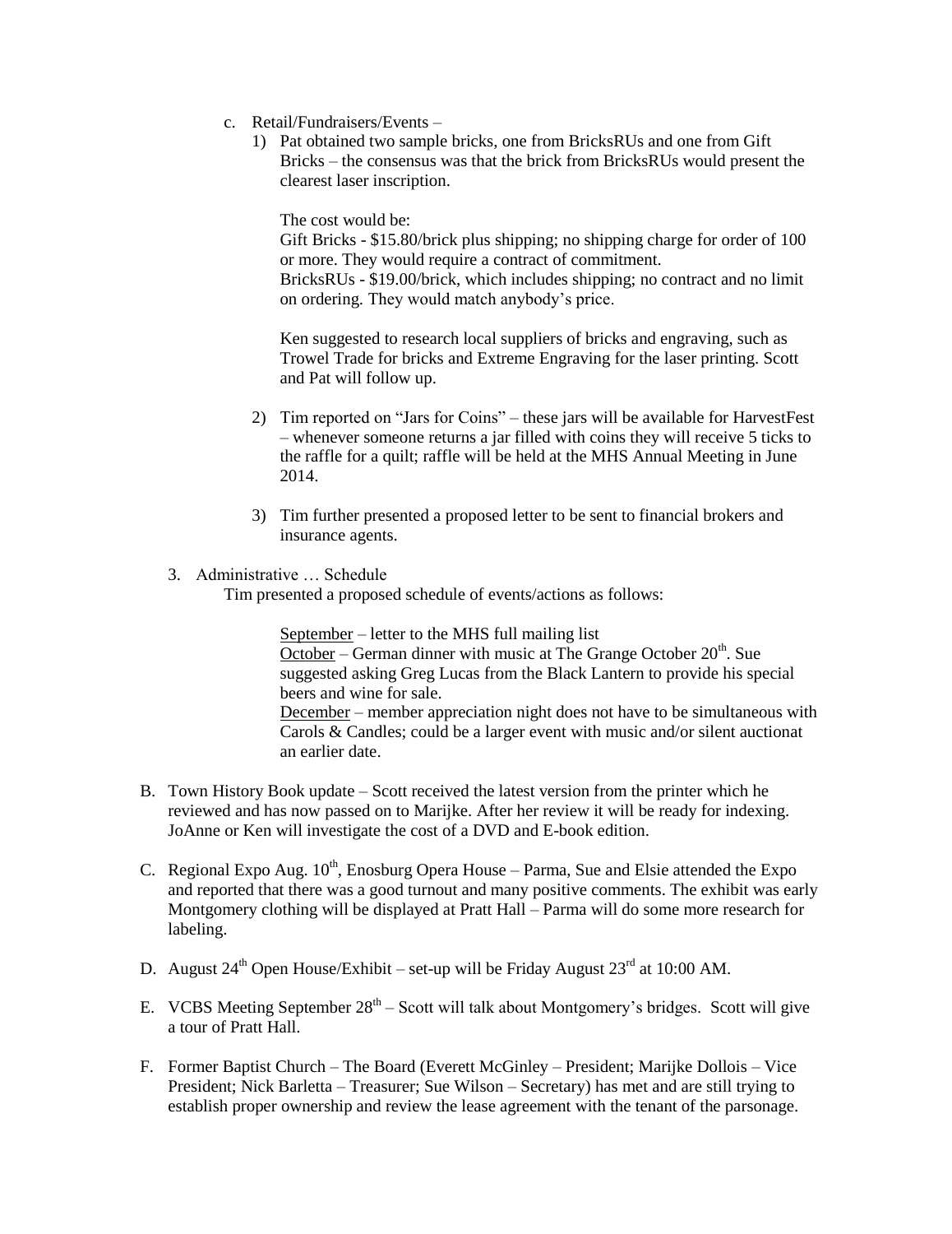c. Retail/Fundraisers/Events –

1) Pat obtained two sample bricks, one from BricksRUs and one from Gift Bricks – the consensus was that the brick from BricksRUs would present the clearest laser inscription.

   The cost would be:
   Gift Bricks - $15.80/brick plus shipping; no shipping charge for order of 100 or more. They would require a contract of commitment.
   BricksRUs - $19.00/brick, which includes shipping; no contract and no limit on ordering. They would match anybody's price.

   Ken suggested to research local suppliers of bricks and engraving, such as Trowel Trade for bricks and Extreme Engraving for the laser printing. Scott and Pat will follow up.

2) Tim reported on "Jars for Coins" – these jars will be available for HarvestFest – whenever someone returns a jar filled with coins they will receive 5 ticks to the raffle for a quilt; raffle will be held at the MHS Annual Meeting in June 2014.

3) Tim further presented a proposed letter to be sent to financial brokers and insurance agents.

3. Administrative … Schedule

   Tim presented a proposed schedule of events/actions as follows:

   September – letter to the MHS full mailing list
   October – German dinner with music at The Grange October 20th. Sue suggested asking Greg Lucas from the Black Lantern to provide his special beers and wine for sale.
   December – member appreciation night does not have to be simultaneous with Carols & Candles; could be a larger event with music and/or silent auctionat an earlier date.

B. Town History Book update – Scott received the latest version from the printer which he reviewed and has now passed on to Marijke. After her review it will be ready for indexing. JoAnne or Ken will investigate the cost of a DVD and E-book edition.

C. Regional Expo Aug. 10th, Enosburg Opera House – Parma, Sue and Elsie attended the Expo and reported that there was a good turnout and many positive comments. The exhibit was early Montgomery clothing will be displayed at Pratt Hall – Parma will do some more research for labeling.

D. August 24th Open House/Exhibit – set-up will be Friday August 23rd at 10:00 AM.

E. VCBS Meeting September 28th – Scott will talk about Montgomery's bridges. Scott will give a tour of Pratt Hall.

F. Former Baptist Church – The Board (Everett McGinley – President; Marijke Dollois – Vice President; Nick Barletta – Treasurer; Sue Wilson – Secretary) has met and are still trying to establish proper ownership and review the lease agreement with the tenant of the parsonage.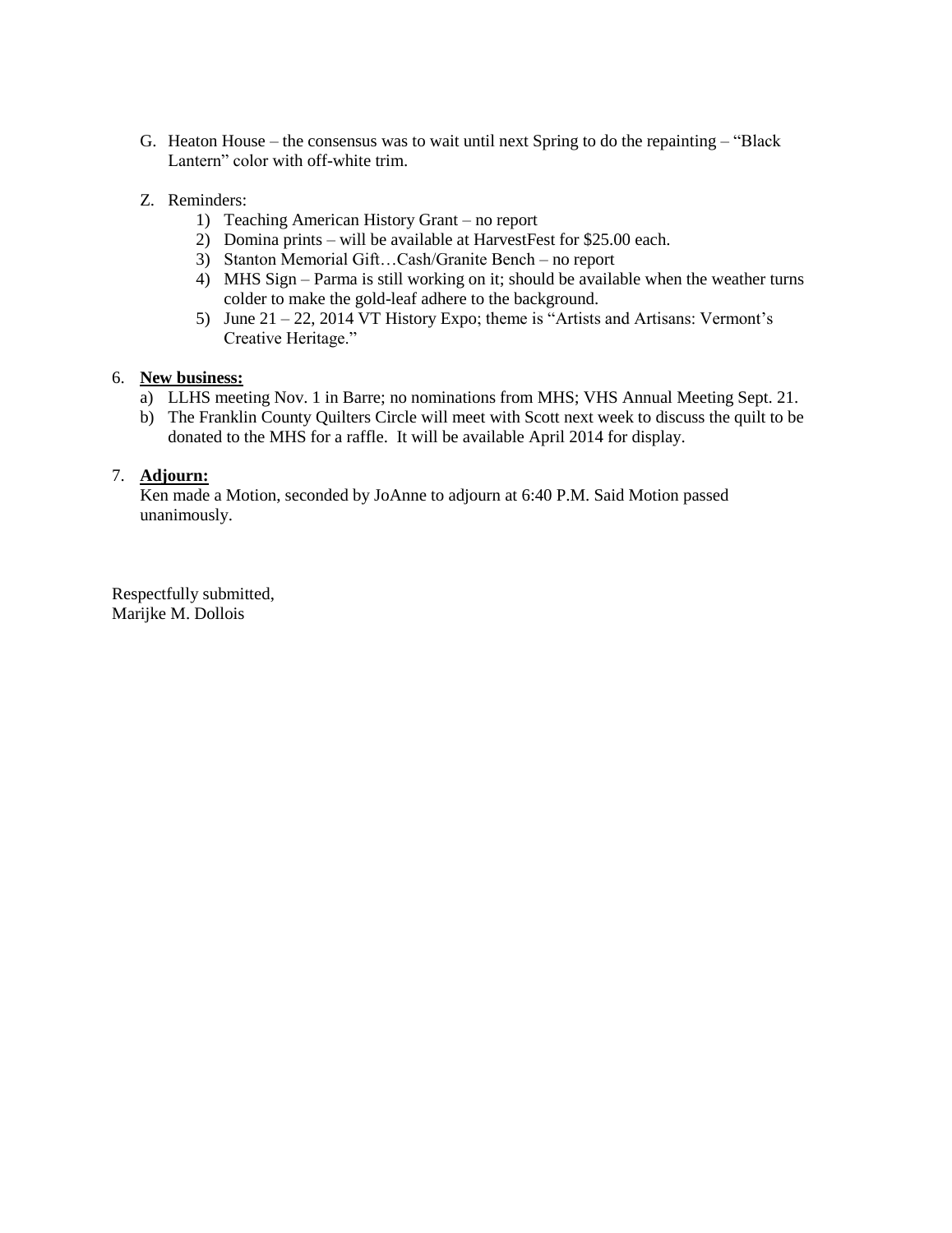G. Heaton House – the consensus was to wait until next Spring to do the repainting – "Black Lantern" color with off-white trim.

Z. Reminders:
   1) Teaching American History Grant – no report
   2) Domina prints – will be available at HarvestFest for $25.00 each.
   3) Stanton Memorial Gift…Cash/Granite Bench – no report
   4) MHS Sign – Parma is still working on it; should be available when the weather turns colder to make the gold-leaf adhere to the background.
   5) June 21 – 22, 2014 VT History Expo; theme is "Artists and Artisans: Vermont's Creative Heritage."

6. **New business:**
   a) LLHS meeting Nov. 1 in Barre; no nominations from MHS; VHS Annual Meeting Sept. 21.
   b) The Franklin County Quilters Circle will meet with Scott next week to discuss the quilt to be donated to the MHS for a raffle. It will be available April 2014 for display.

7. **Adjourn:**
   Ken made a Motion, seconded by JoAnne to adjourn at 6:40 P.M. Said Motion passed unanimously.

Respectfully submitted,
Marijke M. Dollois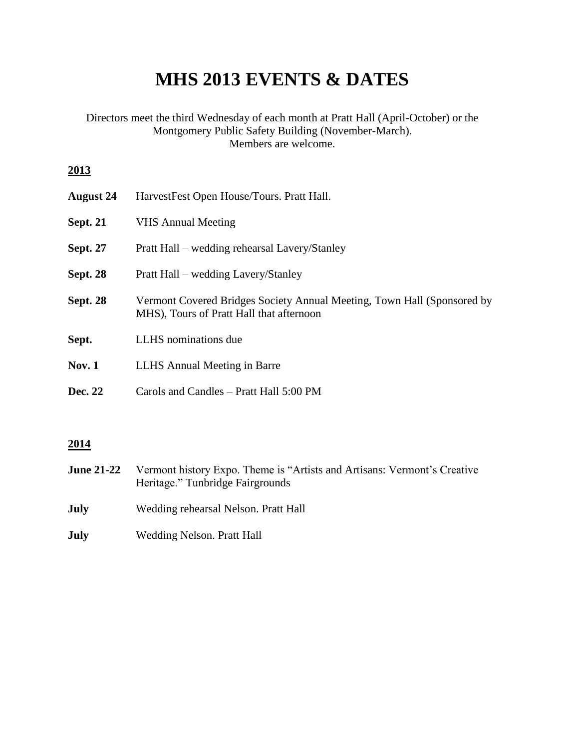# MHS 2013 EVENTS & DATES

Directors meet the third Wednesday of each month at Pratt Hall (April-October) or the Montgomery Public Safety Building (November-March).
Members are welcome.

**2013**

| | |
|---|---|
| **August 24** | HarvestFest Open House/Tours. Pratt Hall. |
| **Sept. 21** | VHS Annual Meeting |
| **Sept. 27** | Pratt Hall – wedding rehearsal Lavery/Stanley |
| **Sept. 28** | Pratt Hall – wedding Lavery/Stanley |
| **Sept. 28** | Vermont Covered Bridges Society Annual Meeting, Town Hall (Sponsored by MHS), Tours of Pratt Hall that afternoon |
| **Sept.** | LLHS nominations due |
| **Nov. 1** | LLHS Annual Meeting in Barre |
| **Dec. 22** | Carols and Candles – Pratt Hall 5:00 PM |

**2014**

| | |
|---|---|
| **June 21-22** | Vermont history Expo. Theme is "Artists and Artisans: Vermont's Creative Heritage." Tunbridge Fairgrounds |
| **July** | Wedding rehearsal Nelson. Pratt Hall |
| **July** | Wedding Nelson. Pratt Hall |